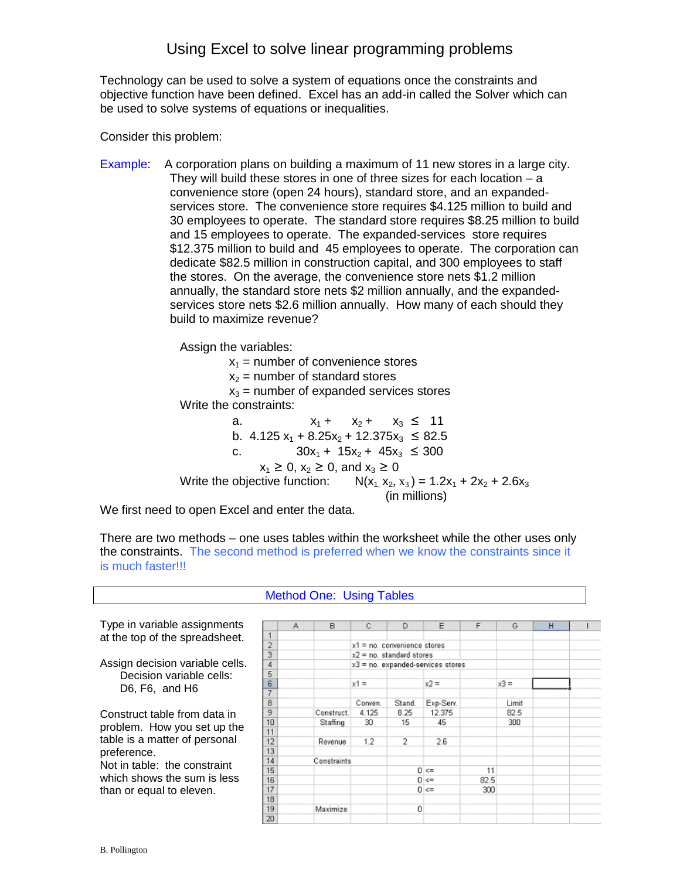# Using Excel to solve linear programming problems

Technology can be used to solve a system of equations once the constraints and objective function have been defined. Excel has an add-in called the Solver which can be used to solve systems of equations or inequalities.

Consider this problem:

Example: A corporation plans on building a maximum of 11 new stores in a large city. They will build these stores in one of three sizes for each location – a convenience store (open 24 hours), standard store, and an expanded-services store. The convenience store requires \$4.125 million to build and 30 employees to operate. The standard store requires \$8.25 million to build and 15 employees to operate. The expanded-services store requires \$12.375 million to build and 45 employees to operate. The corporation can dedicate \$82.5 million in construction capital, and 300 employees to staff the stores. On the average, the convenience store nets \$1.2 million annually, the standard store nets \$2 million annually, and the expanded-services store nets \$2.6 million annually. How many of each should they build to maximize revenue?

Assign the variables:

- $x_1$ = number of convenience stores
- $x_2$ = number of standard stores
- $x_3$ = number of expanded services stores

Write the constraints:

a. $x_1 + x_2 + x_3 \leq 11$

b. $4.125x_1 + 8.25x_2 + 12.375x_3 \leq 82.5$

c. $30x_1 + 15x_2 + 45x_3 \leq 300$

$x_1 \geq 0$, $x_2 \geq 0$, and $x_3 \geq 0$

Write the objective function: $N(x_1, x_2, x_3) = 1.2x_1 + 2x_2 + 2.6x_3$ (in millions)

We first need to open Excel and enter the data.

There are two methods – one uses tables within the worksheet while the other uses only the constraints. The second method is preferred when we know the constraints since it is much faster!!!

## Method One: Using Tables

Type in variable assignments at the top of the spreadsheet.

Assign decision variable cells.
Decision variable cells: D6, F6, and H6

Construct table from data in problem. How you set up the table is a matter of personal preference.
Not in table: the constraint which shows the sum is less than or equal to eleven.

| | A | B | C | D | E | F | G | H | I |
|---|---|---|---|---|---|---|---|---|---|
| 1 | | | | | | | | | |
| 2 | | | x1 = no. convenience stores | | | | | | |
| 3 | | | x2 = no. standard stores | | | | | | |
| 4 | | | x3 = no. expanded-services stores | | | | | | |
| 5 | | | | | | | | | |
| 6 | | | x1 = | | x2 = | | x3 = | | |
| 7 | | | | | | | | | |
| 8 | | | Conven. | Stand. | Exp-Serv. | | Limit | | |
| 9 | | Construct. | 4.125 | 8.25 | 12.375 | | 82.5 | | |
| 10 | | Staffing | 30 | 15 | 45 | | 300 | | |
| 11 | | | | | | | | | |
| 12 | | Revenue | 1.2 | 2 | 2.6 | | | | |
| 13 | | | | | | | | | |
| 14 | | Constraints | | | | | | | |
| 15 | | | | 0 | <= | 11 | | | |
| 16 | | | | 0 | <= | 82.5 | | | |
| 17 | | | | 0 | <= | 300 | | | |
| 18 | | | | | | | | | |
| 19 | | Maximize | | 0 | | | | | |
| 20 | | | | | | | | | |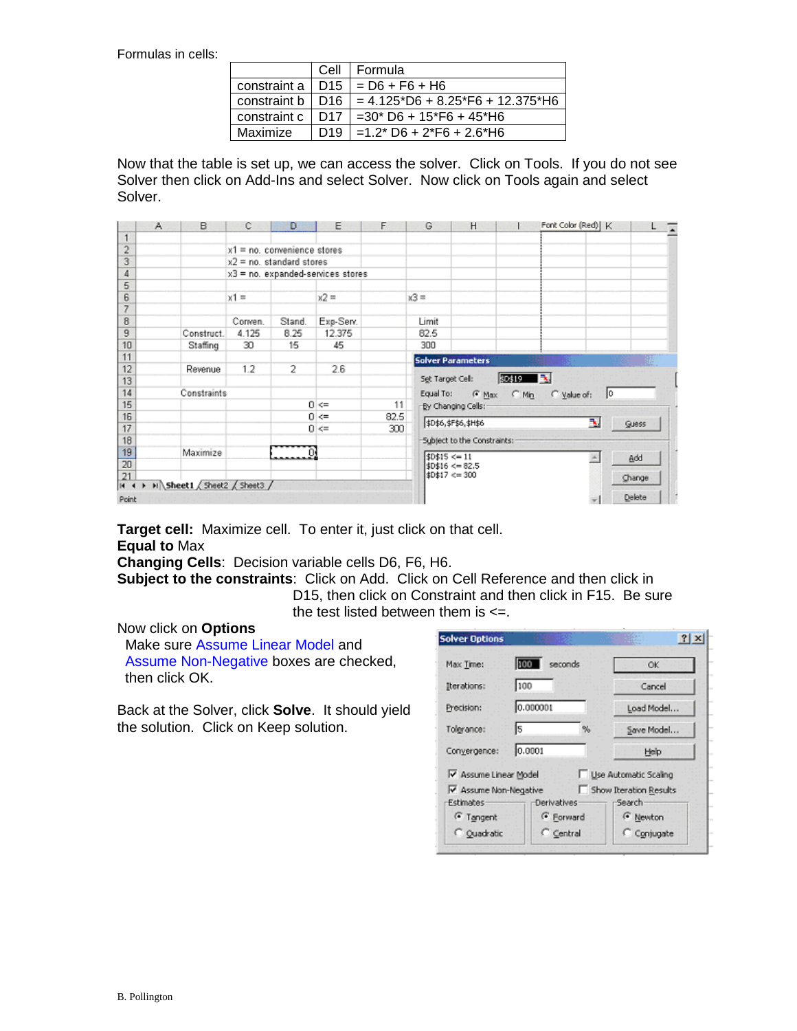Formulas in cells:

| | Cell | Formula |
|---|---|---|
| constraint a | D15 | = D6 + F6 + H6 |
| constraint b | D16 | = 4.125*D6 + 8.25*F6 + 12.375*H6 |
| constraint c | D17 | =30* D6 + 15*F6 + 45*H6 |
| Maximize | D19 | =1.2* D6 + 2*F6 + 2.6*H6 |

Now that the table is set up, we can access the solver. Click on Tools. If you do not see Solver then click on Add-Ins and select Solver. Now click on Tools again and select Solver.

**Target cell:** Maximize cell. To enter it, just click on that cell.
**Equal to** Max
**Changing Cells**: Decision variable cells D6, F6, H6.
**Subject to the constraints**: Click on Add. Click on Cell Reference and then click in D15, then click on Constraint and then click in F15. Be sure the test listed between them is <=.

Now click on **Options**

Make sure Assume Linear Model and Assume Non-Negative boxes are checked, then click OK.

Back at the Solver, click **Solve**. It should yield the solution. Click on Keep solution.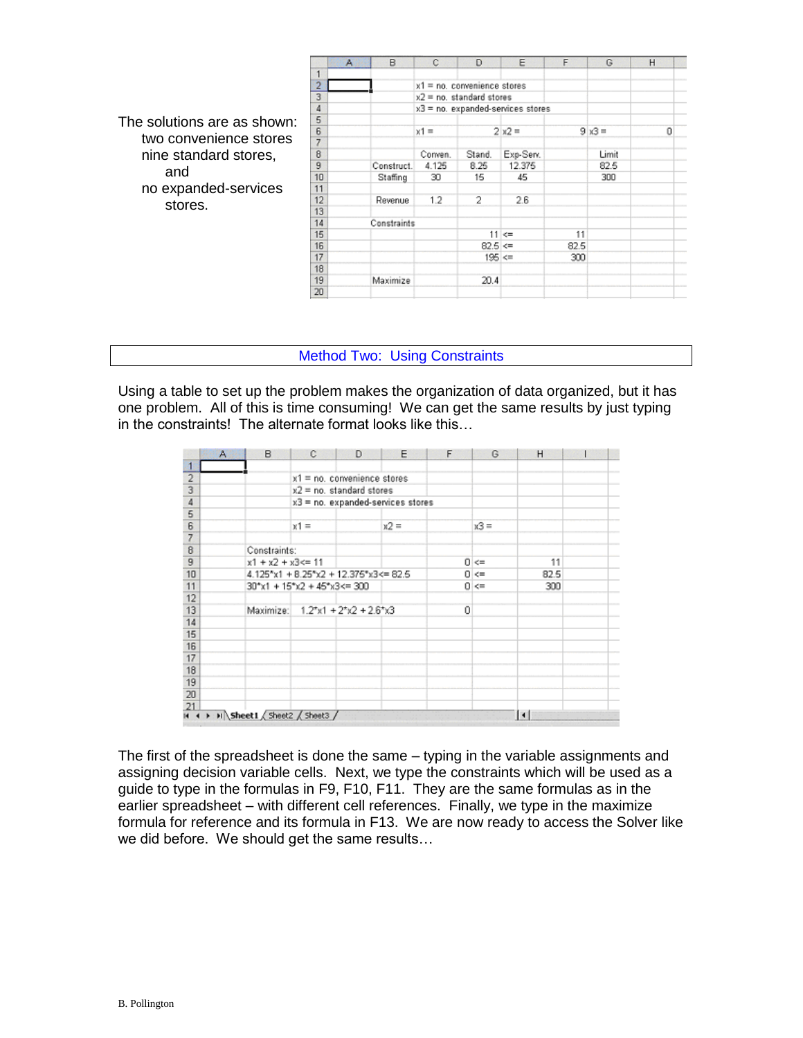The solutions are as shown:
two convenience stores
nine standard stores, and
no expanded-services stores.

| | A | B | C | D | E | F | G | H |
|---|---|---|---|---|---|---|---|---|
| 1 | | | | | | | | |
| 2 | | | x1 = no. convenience stores | | | | | |
| 3 | | | x2 = no. standard stores | | | | | |
| 4 | | | x3 = no. expanded-services stores | | | | | |
| 5 | | | | | | | | |
| 6 | | | x1 = | 2 | x2 = | 9 | x3 = | 0 |
| 7 | | | | | | | | |
| 8 | | | Conven. | Stand. | Exp-Serv. | | Limit | |
| 9 | | Construct. | 4.125 | 8.25 | 12.375 | | 82.5 | |
| 10 | | Staffing | 30 | 15 | 45 | | 300 | |
| 11 | | | | | | | | |
| 12 | | Revenue | 1.2 | 2 | 2.6 | | | |
| 13 | | | | | | | | |
| 14 | | Constraints | | | | | | |
| 15 | | | | 11 | <= | 11 | | |
| 16 | | | | 82.5 | <= | 82.5 | | |
| 17 | | | | 195 | <= | 300 | | |
| 18 | | | | | | | | |
| 19 | | Maximize | | 20.4 | | | | |
| 20 | | | | | | | | |

## Method Two: Using Constraints

Using a table to set up the problem makes the organization of data organized, but it has one problem. All of this is time consuming! We can get the same results by just typing in the constraints! The alternate format looks like this…

| | A | B | C | D | E | F | G | H | I |
|---|---|---|---|---|---|---|---|---|---|
| 1 | | | | | | | | | |
| 2 | | | x1 = no. convenience stores | | | | | | |
| 3 | | | x2 = no. standard stores | | | | | | |
| 4 | | | x3 = no. expanded-services stores | | | | | | |
| 5 | | | | | | | | | |
| 6 | | | x1 = | | x2 = | | x3 = | | |
| 7 | | | | | | | | | |
| 8 | | Constraints: | | | | | | | |
| 9 | | x1 + x2 + x3<= 11 | | | | 0 | <= | 11 | |
| 10 | | 4.125*x1 + 8.25*x2 + 12.375*x3<= 82.5 | | | | 0 | <= | 82.5 | |
| 11 | | 30*x1 + 15*x2 + 45*x3<= 300 | | | | 0 | <= | 300 | |
| 12 | | | | | | | | | |
| 13 | | Maximize: | 1.2*x1 + 2*x2 + 2.6*x3 | | | 0 | | | |
| 14 | | | | | | | | | |
| 15 | | | | | | | | | |
| 16 | | | | | | | | | |
| 17 | | | | | | | | | |
| 18 | | | | | | | | | |
| 19 | | | | | | | | | |
| 20 | | | | | | | | | |
| 21 | | | | | | | | | |

Sheet1 / Sheet2 / Sheet3

The first of the spreadsheet is done the same – typing in the variable assignments and assigning decision variable cells. Next, we type the constraints which will be used as a guide to type in the formulas in F9, F10, F11. They are the same formulas as in the earlier spreadsheet – with different cell references. Finally, we type in the maximize formula for reference and its formula in F13. We are now ready to access the Solver like we did before. We should get the same results…

B. Pollington